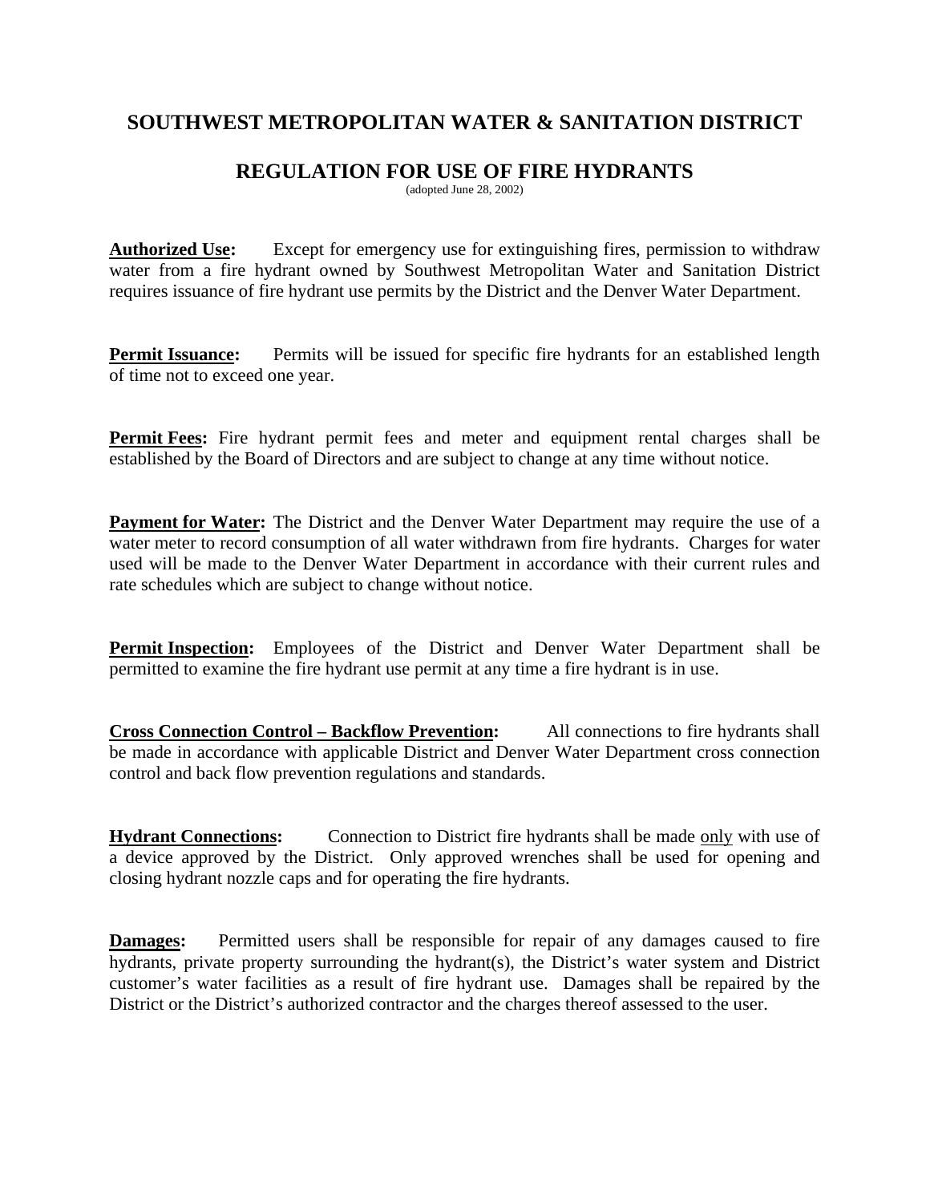# SOUTHWEST METROPOLITAN WATER & SANITATION DISTRICT

## REGULATION FOR USE OF FIRE HYDRANTS

(adopted June 28, 2002)

**Authorized Use:** Except for emergency use for extinguishing fires, permission to withdraw water from a fire hydrant owned by Southwest Metropolitan Water and Sanitation District requires issuance of fire hydrant use permits by the District and the Denver Water Department.

**Permit Issuance:** Permits will be issued for specific fire hydrants for an established length of time not to exceed one year.

**Permit Fees:** Fire hydrant permit fees and meter and equipment rental charges shall be established by the Board of Directors and are subject to change at any time without notice.

**Payment for Water:** The District and the Denver Water Department may require the use of a water meter to record consumption of all water withdrawn from fire hydrants. Charges for water used will be made to the Denver Water Department in accordance with their current rules and rate schedules which are subject to change without notice.

**Permit Inspection:** Employees of the District and Denver Water Department shall be permitted to examine the fire hydrant use permit at any time a fire hydrant is in use.

**Cross Connection Control – Backflow Prevention:** All connections to fire hydrants shall be made in accordance with applicable District and Denver Water Department cross connection control and back flow prevention regulations and standards.

**Hydrant Connections:** Connection to District fire hydrants shall be made only with use of a device approved by the District. Only approved wrenches shall be used for opening and closing hydrant nozzle caps and for operating the fire hydrants.

**Damages:** Permitted users shall be responsible for repair of any damages caused to fire hydrants, private property surrounding the hydrant(s), the District's water system and District customer's water facilities as a result of fire hydrant use. Damages shall be repaired by the District or the District's authorized contractor and the charges thereof assessed to the user.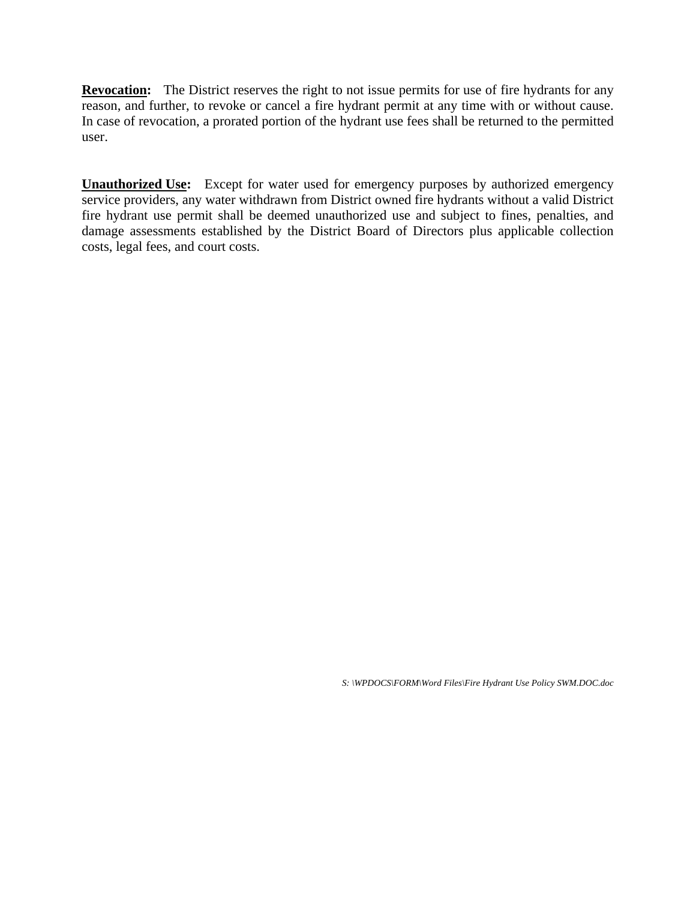**<u>Revocation</u>:** The District reserves the right to not issue permits for use of fire hydrants for any reason, and further, to revoke or cancel a fire hydrant permit at any time with or without cause. In case of revocation, a prorated portion of the hydrant use fees shall be returned to the permitted user.

**<u>Unauthorized Use</u>:** Except for water used for emergency purposes by authorized emergency service providers, any water withdrawn from District owned fire hydrants without a valid District fire hydrant use permit shall be deemed unauthorized use and subject to fines, penalties, and damage assessments established by the District Board of Directors plus applicable collection costs, legal fees, and court costs.

*S: \WPDOCS\FORM\Word Files\Fire Hydrant Use Policy SWM.DOC.doc*